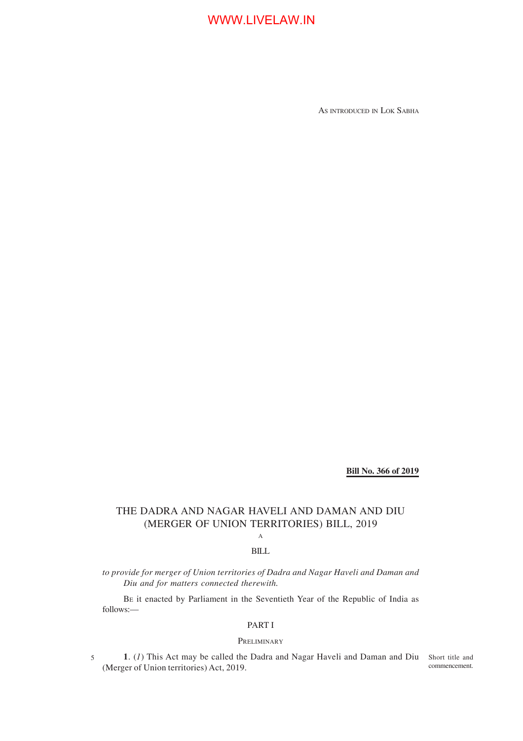WWW.LIVELAW.IN

AS INTRODUCED IN LOK SABHA

**Bill No. 366 of 2019**

# THE DADRA AND NAGAR HAVELI AND DAMAN AND DIU (MERGER OF UNION TERRITORIES) BILL, 2019

A

BILL

*to provide for merger of Union territories of Dadra and Nagar Haveli and Daman and Diu and for matters connected therewith.*

BE it enacted by Parliament in the Seventieth Year of the Republic of India as follows:—

## PART I

### PRELIMINARY

Short title and commencement.

**1**. (*1*) This Act may be called the Dadra and Nagar Haveli and Daman and Diu (Merger of Union territories) Act, 2019.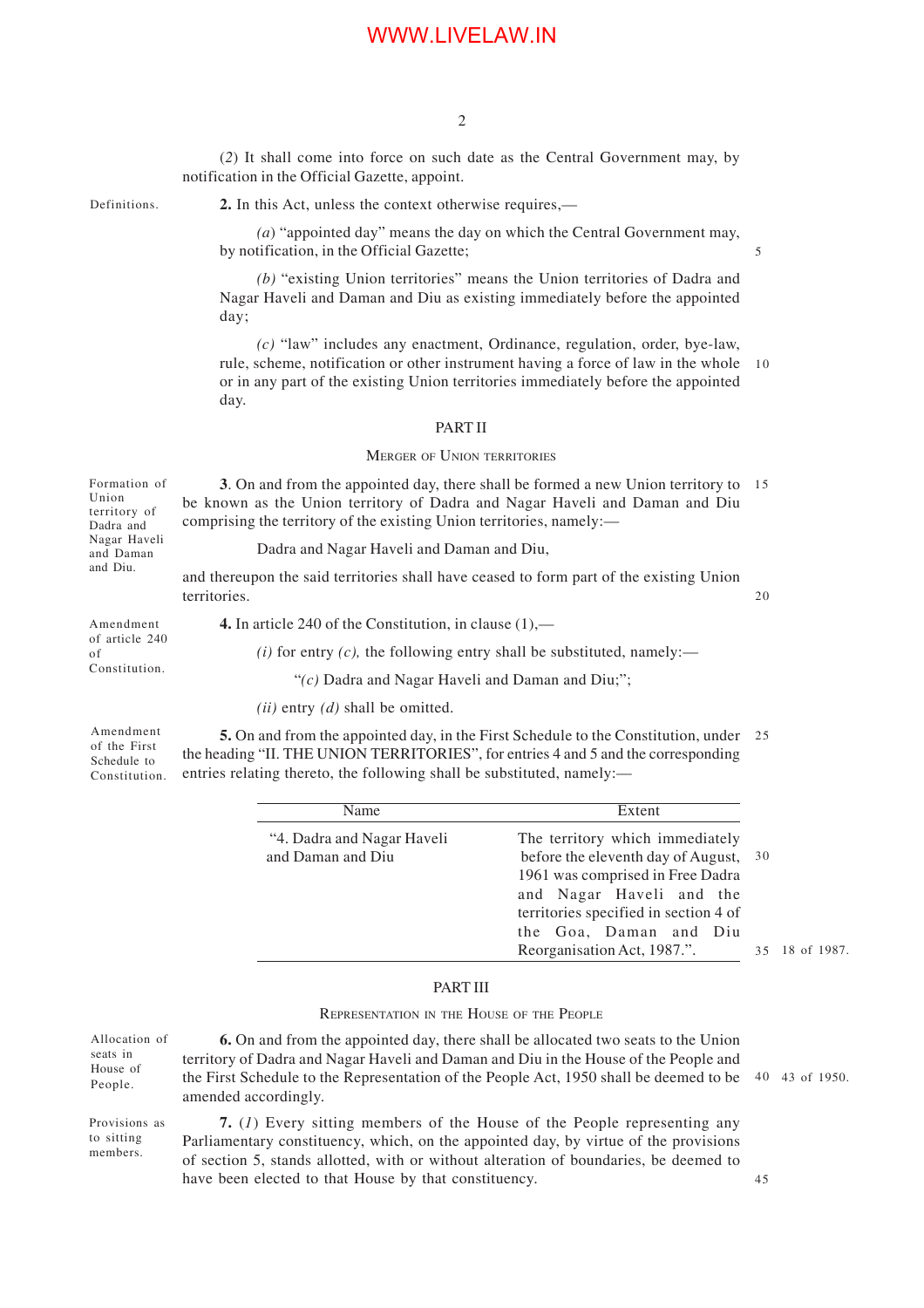(2) It shall come into force on such date as the Central Government may, by notification in the Official Gazette, appoint.

Definitions.

**2.** In this Act, unless the context otherwise requires,—

*(a)* "appointed day" means the day on which the Central Government may, by notification, in the Official Gazette;

*(b)* "existing Union territories" means the Union territories of Dadra and Nagar Haveli and Daman and Diu as existing immediately before the appointed day;

*(c)* "law" includes any enactment, Ordinance, regulation, order, bye-law, rule, scheme, notification or other instrument having a force of law in the whole or in any part of the existing Union territories immediately before the appointed day.

## PART II

### MERGER OF UNION TERRITORIES

Formation of Union territory of Dadra and Nagar Haveli and Daman and Diu.

**3**. On and from the appointed day, there shall be formed a new Union territory to be known as the Union territory of Dadra and Nagar Haveli and Daman and Diu comprising the territory of the existing Union territories, namely:—

Dadra and Nagar Haveli and Daman and Diu,

and thereupon the said territories shall have ceased to form part of the existing Union territories.

Amendment of article 240 of Constitution.

**4.** In article 240 of the Constitution, in clause (1),—

*(i)* for entry *(c),* the following entry shall be substituted, namely:—

"*(c)* Dadra and Nagar Haveli and Daman and Diu;";

*(ii)* entry *(d)* shall be omitted.

Amendment of the First Schedule to Constitution.

**5.** On and from the appointed day, in the First Schedule to the Constitution, under the heading "II. THE UNION TERRITORIES", for entries 4 and 5 and the corresponding entries relating thereto, the following shall be substituted, namely:—

| Name | Extent |
|---|---|
| "4. Dadra and Nagar Haveli and Daman and Diu | The territory which immediately before the eleventh day of August, 1961 was comprised in Free Dadra and Nagar Haveli and the territories specified in section 4 of the Goa, Daman and Diu Reorganisation Act, 1987.". |

18 of 1987.

## PART III

### REPRESENTATION IN THE HOUSE OF THE PEOPLE

Allocation of seats in House of People.

**6.** On and from the appointed day, there shall be allocated two seats to the Union territory of Dadra and Nagar Haveli and Daman and Diu in the House of the People and the First Schedule to the Representation of the People Act, 1950 shall be deemed to be amended accordingly.

43 of 1950.

Provisions as to sitting members.

**7.** (*1*) Every sitting members of the House of the People representing any Parliamentary constituency, which, on the appointed day, by virtue of the provisions of section 5, stands allotted, with or without alteration of boundaries, be deemed to have been elected to that House by that constituency.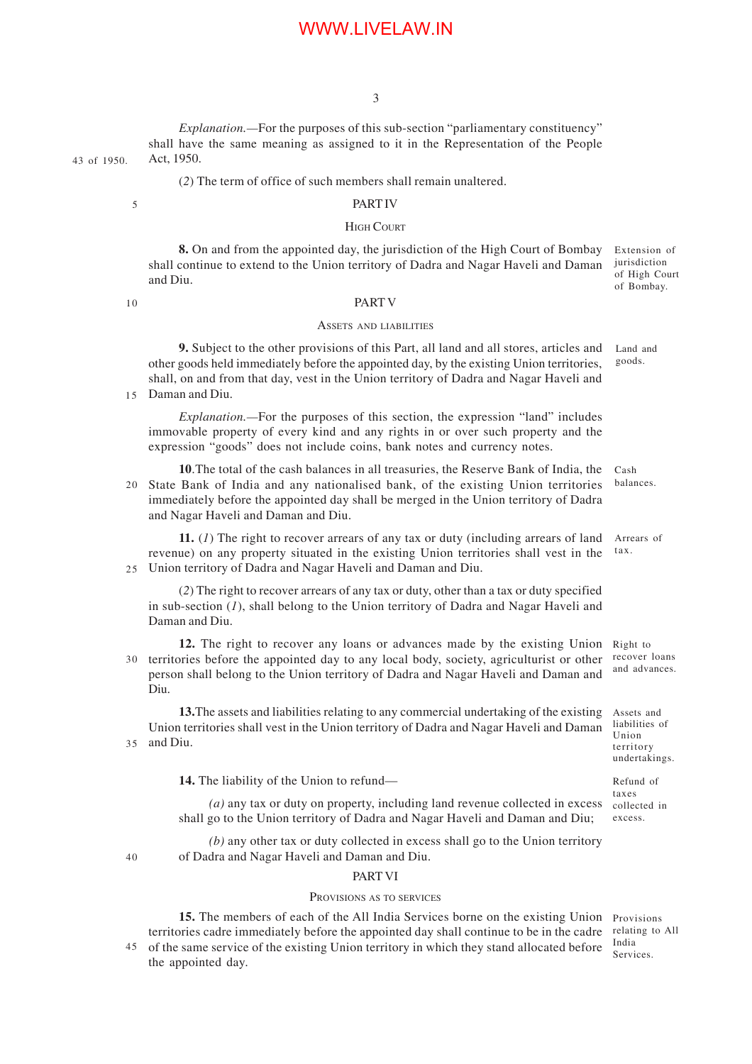*Explanation.*—For the purposes of this sub-section "parliamentary constituency" shall have the same meaning as assigned to it in the Representation of the People Act, 1950. (43 of 1950.)

(*2*) The term of office of such members shall remain unaltered.

## PART IV

### HIGH COURT

**8.** On and from the appointed day, the jurisdiction of the High Court of Bombay shall continue to extend to the Union territory of Dadra and Nagar Haveli and Daman and Diu. *(Extension of jurisdiction of High Court of Bombay.)*

## PART V

### ASSETS AND LIABILITIES

**9.** Subject to the other provisions of this Part, all land and all stores, articles and other goods held immediately before the appointed day, by the existing Union territories, shall, on and from that day, vest in the Union territory of Dadra and Nagar Haveli and Daman and Diu. *(Land and goods.)*

*Explanation.*—For the purposes of this section, the expression "land" includes immovable property of every kind and any rights in or over such property and the expression "goods" does not include coins, bank notes and currency notes.

**10**.The total of the cash balances in all treasuries, the Reserve Bank of India, the State Bank of India and any nationalised bank, of the existing Union territories immediately before the appointed day shall be merged in the Union territory of Dadra and Nagar Haveli and Daman and Diu. *(Cash balances.)*

**11.** (*1*) The right to recover arrears of any tax or duty (including arrears of land revenue) on any property situated in the existing Union territories shall vest in the Union territory of Dadra and Nagar Haveli and Daman and Diu. *(Arrears of tax.)*

(*2*) The right to recover arrears of any tax or duty, other than a tax or duty specified in sub-section (*1*), shall belong to the Union territory of Dadra and Nagar Haveli and Daman and Diu.

**12.** The right to recover any loans or advances made by the existing Union territories before the appointed day to any local body, society, agriculturist or other person shall belong to the Union territory of Dadra and Nagar Haveli and Daman and Diu. *(Right to recover loans and advances.)*

**13.**The assets and liabilities relating to any commercial undertaking of the existing Union territories shall vest in the Union territory of Dadra and Nagar Haveli and Daman and Diu. *(Assets and liabilities of Union territory undertakings.)*

**14.** The liability of the Union to refund— *(Refund of taxes collected in excess.)*

*(a)* any tax or duty on property, including land revenue collected in excess shall go to the Union territory of Dadra and Nagar Haveli and Daman and Diu;

*(b)* any other tax or duty collected in excess shall go to the Union territory of Dadra and Nagar Haveli and Daman and Diu.

## PART VI

### PROVISIONS AS TO SERVICES

**15.** The members of each of the All India Services borne on the existing Union territories cadre immediately before the appointed day shall continue to be in the cadre of the same service of the existing Union territory in which they stand allocated before the appointed day. *(Provisions relating to All India Services.)*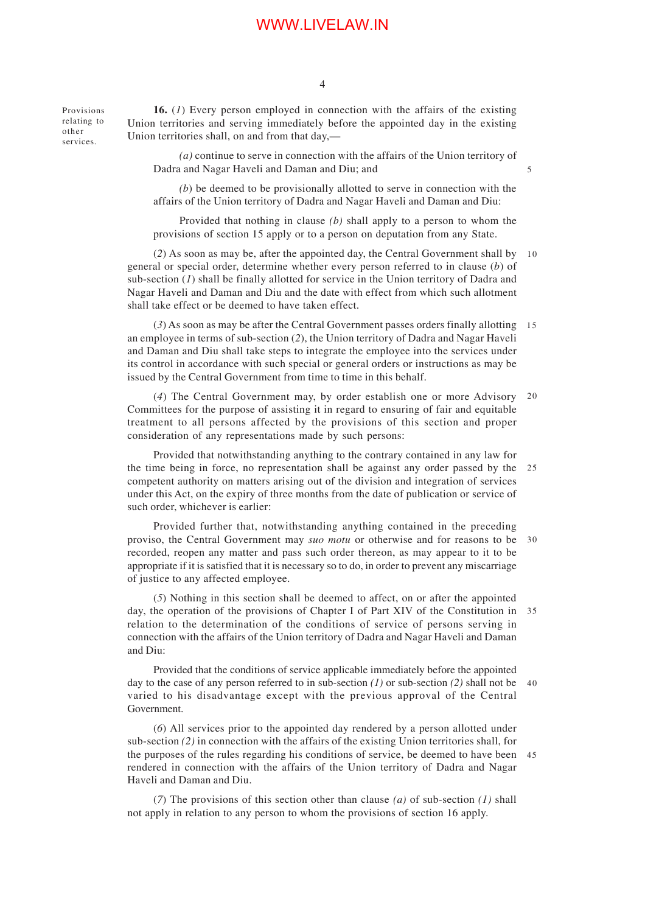Provisions relating to other services.

**16.** (*1*) Every person employed in connection with the affairs of the existing Union territories and serving immediately before the appointed day in the existing Union territories shall, on and from that day,—

*(a)* continue to serve in connection with the affairs of the Union territory of Dadra and Nagar Haveli and Daman and Diu; and

(*b*) be deemed to be provisionally allotted to serve in connection with the affairs of the Union territory of Dadra and Nagar Haveli and Daman and Diu:

Provided that nothing in clause *(b)* shall apply to a person to whom the provisions of section 15 apply or to a person on deputation from any State.

(*2*) As soon as may be, after the appointed day, the Central Government shall by general or special order, determine whether every person referred to in clause (*b*) of sub-section (*1*) shall be finally allotted for service in the Union territory of Dadra and Nagar Haveli and Daman and Diu and the date with effect from which such allotment shall take effect or be deemed to have taken effect.

(*3*) As soon as may be after the Central Government passes orders finally allotting an employee in terms of sub-section (*2*), the Union territory of Dadra and Nagar Haveli and Daman and Diu shall take steps to integrate the employee into the services under its control in accordance with such special or general orders or instructions as may be issued by the Central Government from time to time in this behalf.

(*4*) The Central Government may, by order establish one or more Advisory Committees for the purpose of assisting it in regard to ensuring of fair and equitable treatment to all persons affected by the provisions of this section and proper consideration of any representations made by such persons:

Provided that notwithstanding anything to the contrary contained in any law for the time being in force, no representation shall be against any order passed by the competent authority on matters arising out of the division and integration of services under this Act, on the expiry of three months from the date of publication or service of such order, whichever is earlier:

Provided further that, notwithstanding anything contained in the preceding proviso, the Central Government may *suo motu* or otherwise and for reasons to be recorded, reopen any matter and pass such order thereon, as may appear to it to be appropriate if it is satisfied that it is necessary so to do, in order to prevent any miscarriage of justice to any affected employee.

(*5*) Nothing in this section shall be deemed to affect, on or after the appointed day, the operation of the provisions of Chapter I of Part XIV of the Constitution in relation to the determination of the conditions of service of persons serving in connection with the affairs of the Union territory of Dadra and Nagar Haveli and Daman and Diu:

Provided that the conditions of service applicable immediately before the appointed day to the case of any person referred to in sub-section *(1)* or sub-section *(2)* shall not be varied to his disadvantage except with the previous approval of the Central Government.

(*6*) All services prior to the appointed day rendered by a person allotted under sub-section *(2)* in connection with the affairs of the existing Union territories shall, for the purposes of the rules regarding his conditions of service, be deemed to have been rendered in connection with the affairs of the Union territory of Dadra and Nagar Haveli and Daman and Diu.

(*7*) The provisions of this section other than clause *(a)* of sub-section *(1)* shall not apply in relation to any person to whom the provisions of section 16 apply.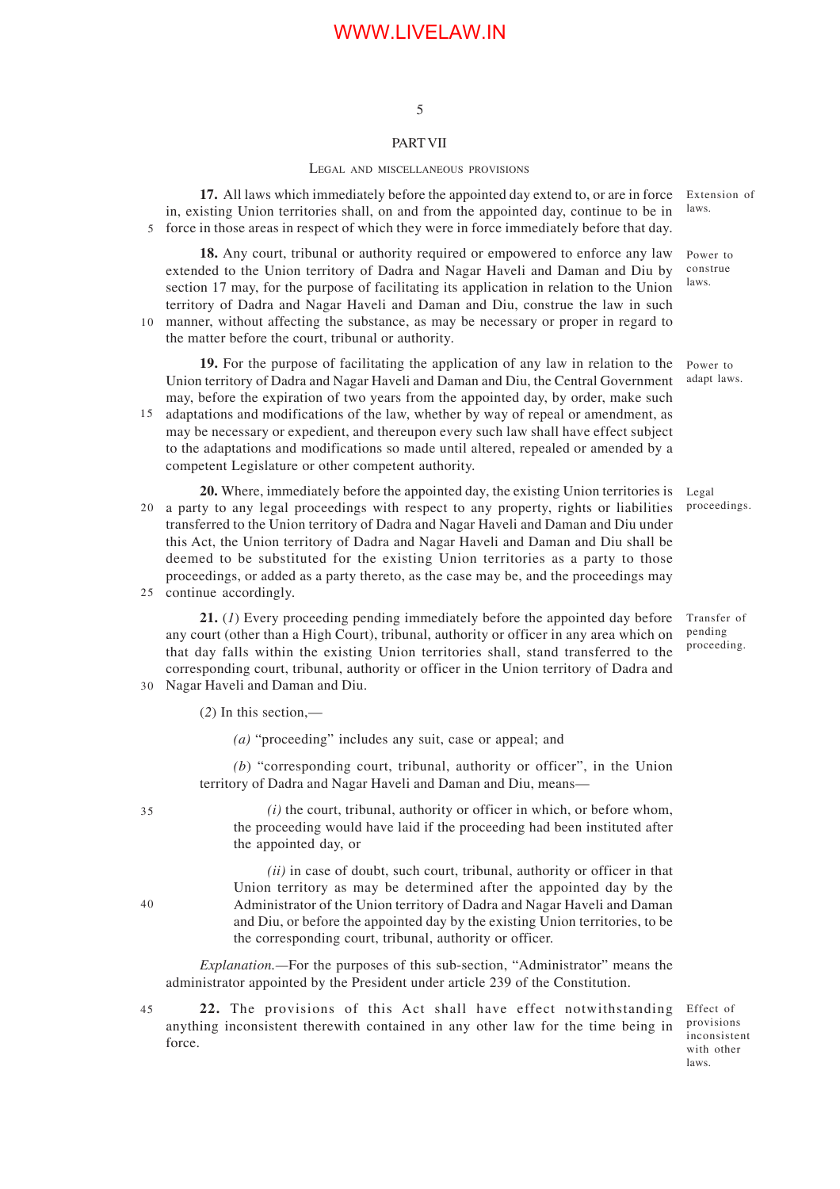## PART VII

### LEGAL AND MISCELLANEOUS PROVISIONS

**17.** All laws which immediately before the appointed day extend to, or are in force in, existing Union territories shall, on and from the appointed day, continue to be in force in those areas in respect of which they were in force immediately before that day.

*Extension of laws.*

**18.** Any court, tribunal or authority required or empowered to enforce any law extended to the Union territory of Dadra and Nagar Haveli and Daman and Diu by section 17 may, for the purpose of facilitating its application in relation to the Union territory of Dadra and Nagar Haveli and Daman and Diu, construe the law in such manner, without affecting the substance, as may be necessary or proper in regard to the matter before the court, tribunal or authority.

*Power to construe laws.*

**19.** For the purpose of facilitating the application of any law in relation to the Union territory of Dadra and Nagar Haveli and Daman and Diu, the Central Government may, before the expiration of two years from the appointed day, by order, make such adaptations and modifications of the law, whether by way of repeal or amendment, as may be necessary or expedient, and thereupon every such law shall have effect subject to the adaptations and modifications so made until altered, repealed or amended by a competent Legislature or other competent authority.

*Power to adapt laws.*

**20.** Where, immediately before the appointed day, the existing Union territories is a party to any legal proceedings with respect to any property, rights or liabilities transferred to the Union territory of Dadra and Nagar Haveli and Daman and Diu under this Act, the Union territory of Dadra and Nagar Haveli and Daman and Diu shall be deemed to be substituted for the existing Union territories as a party to those proceedings, or added as a party thereto, as the case may be, and the proceedings may continue accordingly.

*Legal proceedings.*

**21.** (*1*) Every proceeding pending immediately before the appointed day before any court (other than a High Court), tribunal, authority or officer in any area which on that day falls within the existing Union territories shall, stand transferred to the corresponding court, tribunal, authority or officer in the Union territory of Dadra and Nagar Haveli and Daman and Diu.

*Transfer of pending proceeding.*

(*2*) In this section,—

(*a*) "proceeding" includes any suit, case or appeal; and

(*b*) "corresponding court, tribunal, authority or officer", in the Union territory of Dadra and Nagar Haveli and Daman and Diu, means—

(*i*) the court, tribunal, authority or officer in which, or before whom, the proceeding would have laid if the proceeding had been instituted after the appointed day, or

(*ii*) in case of doubt, such court, tribunal, authority or officer in that Union territory as may be determined after the appointed day by the Administrator of the Union territory of Dadra and Nagar Haveli and Daman and Diu, or before the appointed day by the existing Union territories, to be the corresponding court, tribunal, authority or officer.

*Explanation.*—For the purposes of this sub-section, "Administrator" means the administrator appointed by the President under article 239 of the Constitution.

**22.** The provisions of this Act shall have effect notwithstanding anything inconsistent therewith contained in any other law for the time being in force.

*Effect of provisions inconsistent with other laws.*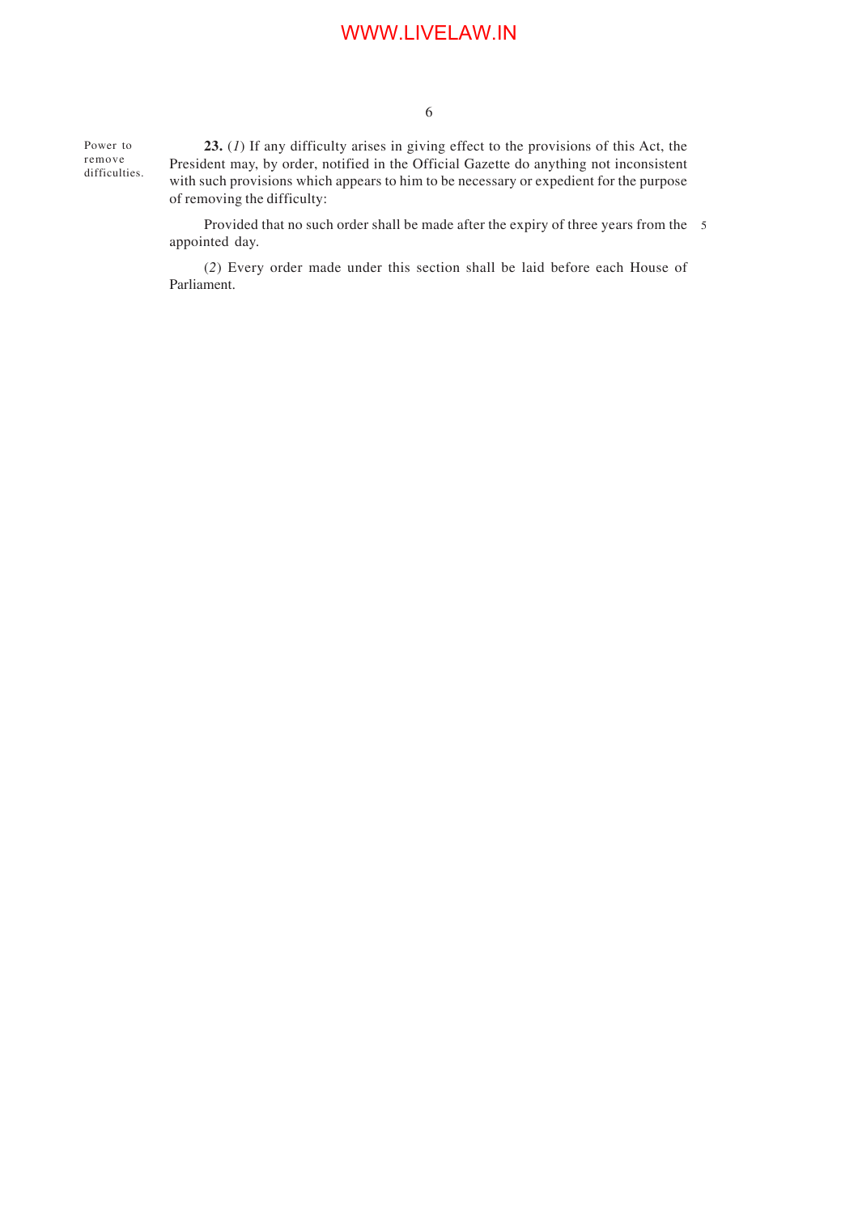Power to remove difficulties.

**23.** (*1*) If any difficulty arises in giving effect to the provisions of this Act, the President may, by order, notified in the Official Gazette do anything not inconsistent with such provisions which appears to him to be necessary or expedient for the purpose of removing the difficulty:

Provided that no such order shall be made after the expiry of three years from the appointed day.

(*2*) Every order made under this section shall be laid before each House of Parliament.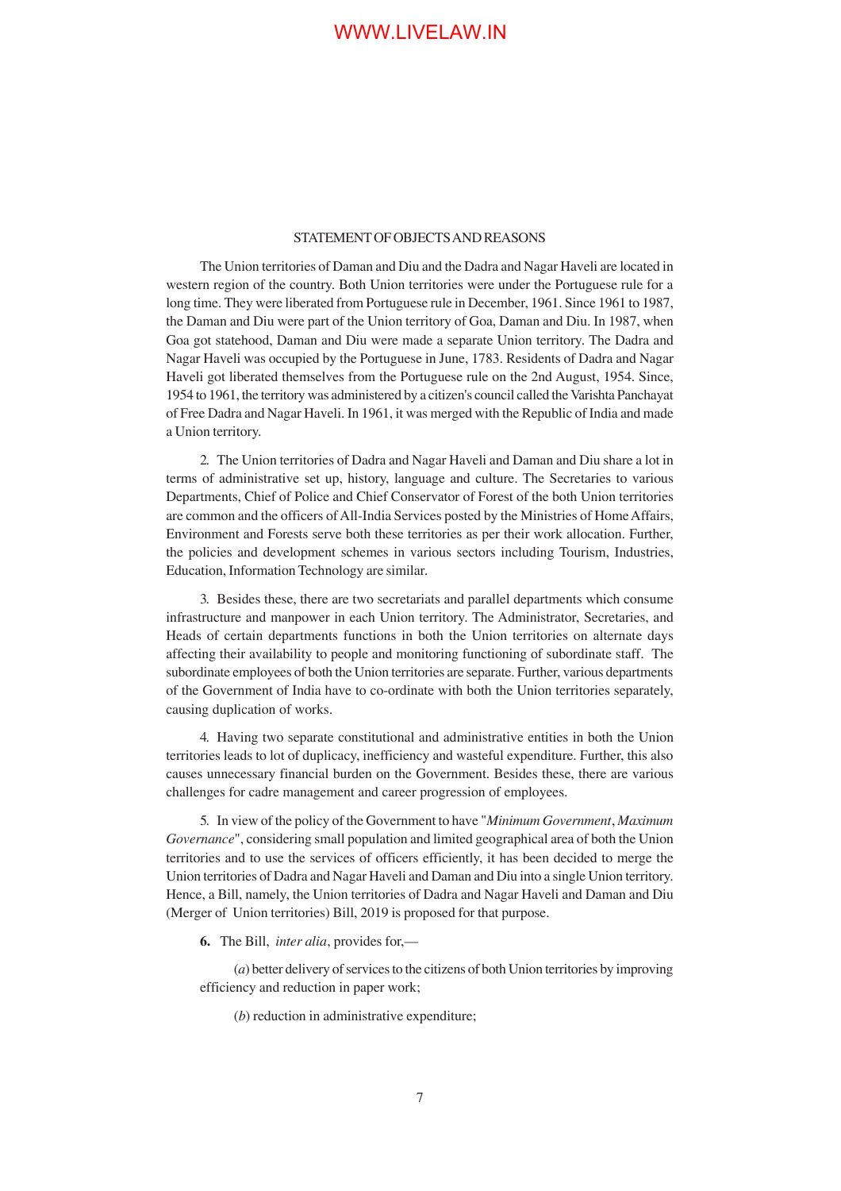## STATEMENT OF OBJECTS AND REASONS

The Union territories of Daman and Diu and the Dadra and Nagar Haveli are located in western region of the country. Both Union territories were under the Portuguese rule for a long time. They were liberated from Portuguese rule in December, 1961. Since 1961 to 1987, the Daman and Diu were part of the Union territory of Goa, Daman and Diu. In 1987, when Goa got statehood, Daman and Diu were made a separate Union territory. The Dadra and Nagar Haveli was occupied by the Portuguese in June, 1783. Residents of Dadra and Nagar Haveli got liberated themselves from the Portuguese rule on the 2nd August, 1954. Since, 1954 to 1961, the territory was administered by a citizen's council called the Varishta Panchayat of Free Dadra and Nagar Haveli. In 1961, it was merged with the Republic of India and made a Union territory.

2. The Union territories of Dadra and Nagar Haveli and Daman and Diu share a lot in terms of administrative set up, history, language and culture. The Secretaries to various Departments, Chief of Police and Chief Conservator of Forest of the both Union territories are common and the officers of All-India Services posted by the Ministries of Home Affairs, Environment and Forests serve both these territories as per their work allocation. Further, the policies and development schemes in various sectors including Tourism, Industries, Education, Information Technology are similar.

3. Besides these, there are two secretariats and parallel departments which consume infrastructure and manpower in each Union territory. The Administrator, Secretaries, and Heads of certain departments functions in both the Union territories on alternate days affecting their availability to people and monitoring functioning of subordinate staff. The subordinate employees of both the Union territories are separate. Further, various departments of the Government of India have to co-ordinate with both the Union territories separately, causing duplication of works.

4. Having two separate constitutional and administrative entities in both the Union territories leads to lot of duplicacy, inefficiency and wasteful expenditure. Further, this also causes unnecessary financial burden on the Government. Besides these, there are various challenges for cadre management and career progression of employees.

5. In view of the policy of the Government to have "*Minimum Government*, *Maximum Governance*", considering small population and limited geographical area of both the Union territories and to use the services of officers efficiently, it has been decided to merge the Union territories of Dadra and Nagar Haveli and Daman and Diu into a single Union territory. Hence, a Bill, namely, the Union territories of Dadra and Nagar Haveli and Daman and Diu (Merger of Union territories) Bill, 2019 is proposed for that purpose.

**6.** The Bill, *inter alia*, provides for,—

(*a*) better delivery of services to the citizens of both Union territories by improving efficiency and reduction in paper work;

(*b*) reduction in administrative expenditure;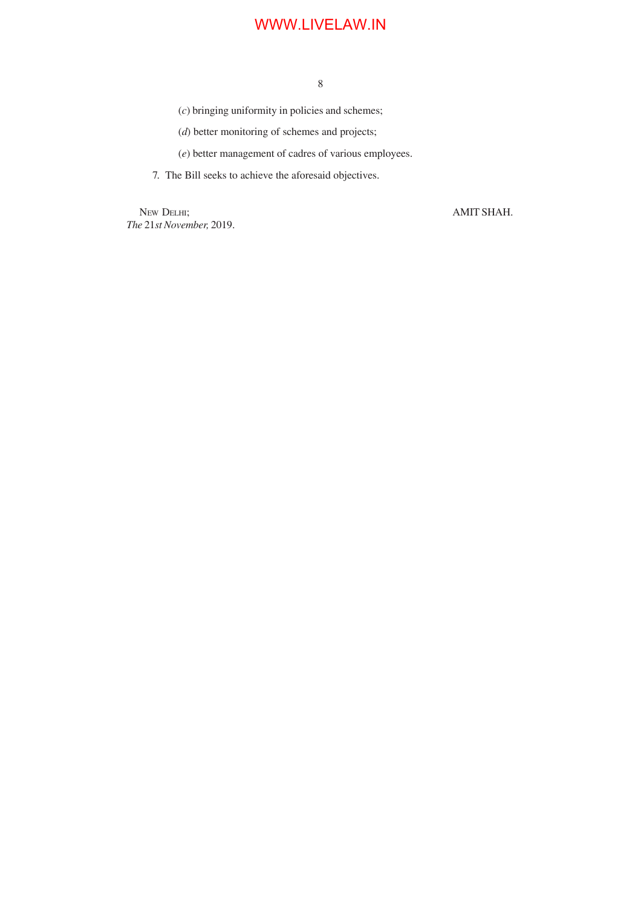(*c*) bringing uniformity in policies and schemes;

(*d*) better monitoring of schemes and projects;

(*e*) better management of cadres of various employees.

7. The Bill seeks to achieve the aforesaid objectives.

NEW DELHI;
*The* 21*st November,* 2019.

AMIT SHAH.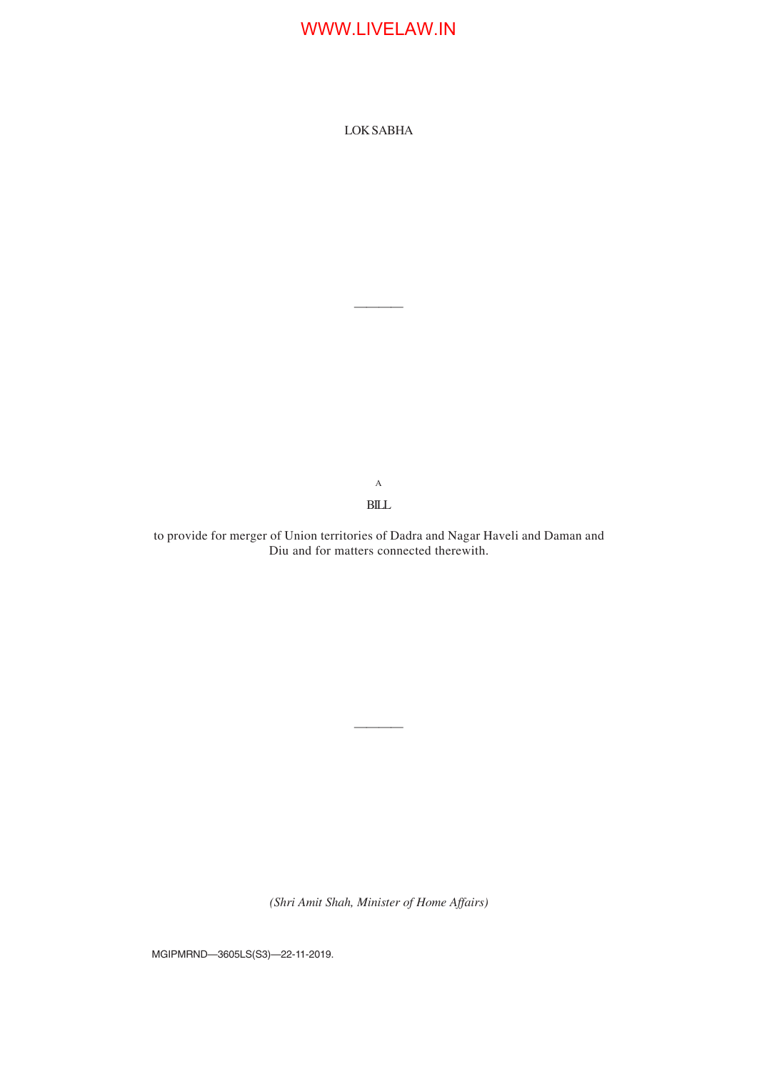LOK SABHA

———

A

BILL

to provide for merger of Union territories of Dadra and Nagar Haveli and Daman and Diu and for matters connected therewith.

———

*(Shri Amit Shah, Minister of Home Affairs)*

MGIPMRND—3605LS(S3)—22-11-2019.